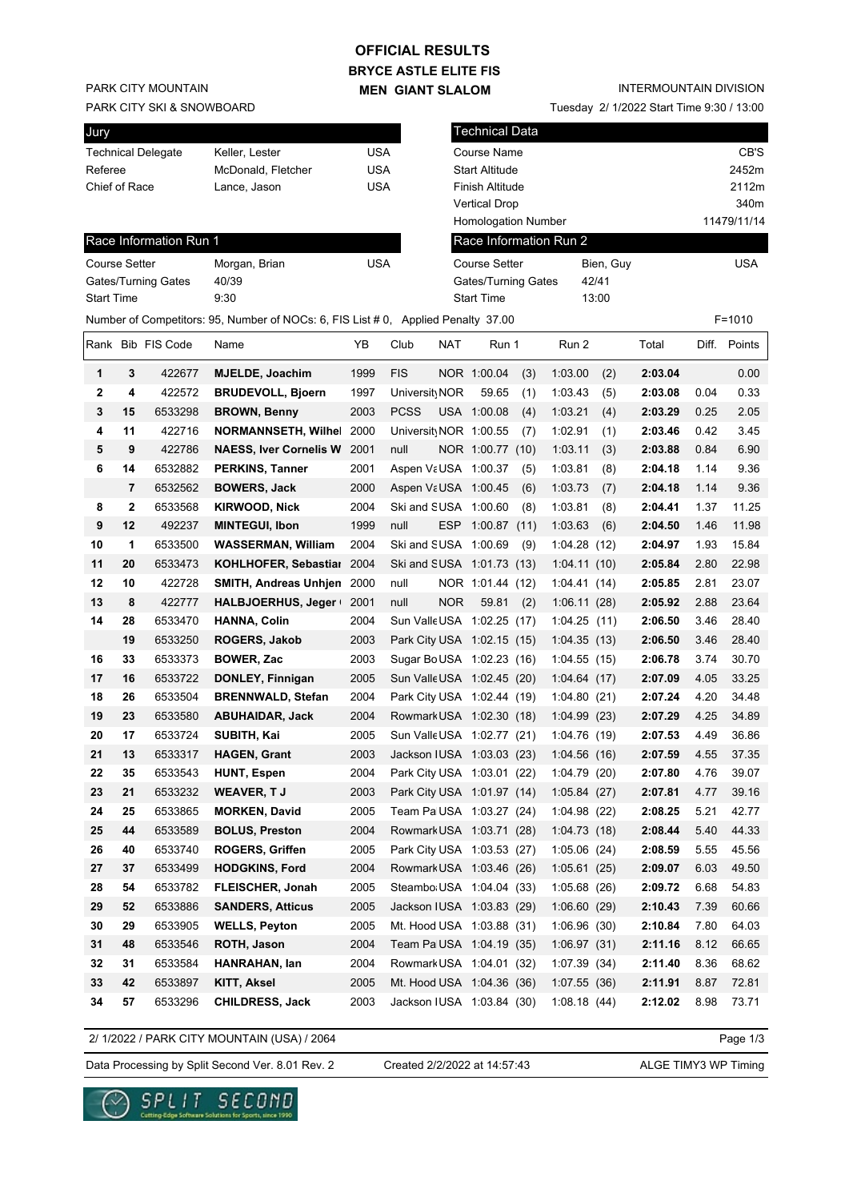# OFFICIAL RESULTS

## BRYCE ASTLE ELITE FIS

## MEN GIANT SLALOM

PARK CITY MOUNTAIN
PARK CITY SKI & SNOWBOARD

INTERMOUNTAIN DIVISION
Tuesday 2/ 1/2022 Start Time 9:30 / 13:00

| Jury | | |
|---|---|---|
| Technical Delegate | Keller, Lester | USA |
| Referee | McDonald, Fletcher | USA |
| Chief of Race | Lance, Jason | USA |

| Technical Data | |
|---|---|
| Course Name | CB'S |
| Start Altitude | 2452m |
| Finish Altitude | 2112m |
| Vertical Drop | 340m |
| Homologation Number | 11479/11/14 |

| Race Information Run 1 | | |
|---|---|---|
| Course Setter | Morgan, Brian | USA |
| Gates/Turning Gates | 40/39 | |
| Start Time | 9:30 | |

| Race Information Run 2 | | |
|---|---|---|
| Course Setter | Bien, Guy | USA |
| Gates/Turning Gates | 42/41 | |
| Start Time | 13:00 | |

Number of Competitors: 95, Number of NOCs: 6, FIS List # 0, Applied Penalty 37.00 F=1010

| Rank | Bib | FIS Code | Name | YB | Club | NAT | Run 1 | | Run 2 | | Total | Diff. | Points |
|---|---|---|---|---|---|---|---|---|---|---|---|---|---|
| 1 | 3 | 422677 | **MJELDE, Joachim** | 1999 | FIS | NOR | 1:00.04 | (3) | 1:03.00 | (2) | **2:03.04** | | 0.00 |
| 2 | 4 | 422572 | **BRUDEVOLL, Bjoern** | 1997 | University | NOR | 59.65 | (1) | 1:03.43 | (5) | **2:03.08** | 0.04 | 0.33 |
| 3 | 15 | 6533298 | **BROWN, Benny** | 2003 | PCSS | USA | 1:00.08 | (4) | 1:03.21 | (4) | **2:03.29** | 0.25 | 2.05 |
| 4 | 11 | 422716 | **NORMANNSETH, Wilhel** | 2000 | University | NOR | 1:00.55 | (7) | 1:02.91 | (1) | **2:03.46** | 0.42 | 3.45 |
| 5 | 9 | 422786 | **NAESS, Iver Cornelis W** | 2001 | null | NOR | 1:00.77 | (10) | 1:03.11 | (3) | **2:03.88** | 0.84 | 6.90 |
| 6 | 14 | 6532882 | **PERKINS, Tanner** | 2001 | Aspen Va | USA | 1:00.37 | (5) | 1:03.81 | (8) | **2:04.18** | 1.14 | 9.36 |
| | 7 | 6532562 | **BOWERS, Jack** | 2000 | Aspen Va | USA | 1:00.45 | (6) | 1:03.73 | (7) | **2:04.18** | 1.14 | 9.36 |
| 8 | 2 | 6533568 | **KIRWOOD, Nick** | 2004 | Ski and S | USA | 1:00.60 | (8) | 1:03.81 | (8) | **2:04.41** | 1.37 | 11.25 |
| 9 | 12 | 492237 | **MINTEGUI, Ibon** | 1999 | null | ESP | 1:00.87 | (11) | 1:03.63 | (6) | **2:04.50** | 1.46 | 11.98 |
| 10 | 1 | 6533500 | **WASSERMAN, William** | 2004 | Ski and S | USA | 1:00.69 | (9) | 1:04.28 | (12) | **2:04.97** | 1.93 | 15.84 |
| 11 | 20 | 6533473 | **KOHLHOFER, Sebastiar** | 2004 | Ski and S | USA | 1:01.73 | (13) | 1:04.11 | (10) | **2:05.84** | 2.80 | 22.98 |
| 12 | 10 | 422728 | **SMITH, Andreas Unhjen** | 2000 | null | NOR | 1:01.44 | (12) | 1:04.41 | (14) | **2:05.85** | 2.81 | 23.07 |
| 13 | 8 | 422777 | **HALBJOERHUS, Jeger** | 2001 | null | NOR | 59.81 | (2) | 1:06.11 | (28) | **2:05.92** | 2.88 | 23.64 |
| 14 | 28 | 6533470 | **HANNA, Colin** | 2004 | Sun Valle | USA | 1:02.25 | (17) | 1:04.25 | (11) | **2:06.50** | 3.46 | 28.40 |
| | 19 | 6533250 | **ROGERS, Jakob** | 2003 | Park City | USA | 1:02.15 | (15) | 1:04.35 | (13) | **2:06.50** | 3.46 | 28.40 |
| 16 | 33 | 6533373 | **BOWER, Zac** | 2003 | Sugar Bo | USA | 1:02.23 | (16) | 1:04.55 | (15) | **2:06.78** | 3.74 | 30.70 |
| 17 | 16 | 6533722 | **DONLEY, Finnigan** | 2005 | Sun Valle | USA | 1:02.45 | (20) | 1:04.64 | (17) | **2:07.09** | 4.05 | 33.25 |
| 18 | 26 | 6533504 | **BRENNWALD, Stefan** | 2004 | Park City | USA | 1:02.44 | (19) | 1:04.80 | (21) | **2:07.24** | 4.20 | 34.48 |
| 19 | 23 | 6533580 | **ABUHAIDAR, Jack** | 2004 | Rowmark | USA | 1:02.30 | (18) | 1:04.99 | (23) | **2:07.29** | 4.25 | 34.89 |
| 20 | 17 | 6533724 | **SUBITH, Kai** | 2005 | Sun Valle | USA | 1:02.77 | (21) | 1:04.76 | (19) | **2:07.53** | 4.49 | 36.86 |
| 21 | 13 | 6533317 | **HAGEN, Grant** | 2003 | Jackson I | USA | 1:03.03 | (23) | 1:04.56 | (16) | **2:07.59** | 4.55 | 37.35 |
| 22 | 35 | 6533543 | **HUNT, Espen** | 2004 | Park City | USA | 1:03.01 | (22) | 1:04.79 | (20) | **2:07.80** | 4.76 | 39.07 |
| 23 | 21 | 6533232 | **WEAVER, T J** | 2003 | Park City | USA | 1:01.97 | (14) | 1:05.84 | (27) | **2:07.81** | 4.77 | 39.16 |
| 24 | 25 | 6533865 | **MORKEN, David** | 2005 | Team Pa | USA | 1:03.27 | (24) | 1:04.98 | (22) | **2:08.25** | 5.21 | 42.77 |
| 25 | 44 | 6533589 | **BOLUS, Preston** | 2004 | Rowmark | USA | 1:03.71 | (28) | 1:04.73 | (18) | **2:08.44** | 5.40 | 44.33 |
| 26 | 40 | 6533740 | **ROGERS, Griffen** | 2005 | Park City | USA | 1:03.53 | (27) | 1:05.06 | (24) | **2:08.59** | 5.55 | 45.56 |
| 27 | 37 | 6533499 | **HODGKINS, Ford** | 2004 | Rowmark | USA | 1:03.46 | (26) | 1:05.61 | (25) | **2:09.07** | 6.03 | 49.50 |
| 28 | 54 | 6533782 | **FLEISCHER, Jonah** | 2005 | Steambo | USA | 1:04.04 | (33) | 1:05.68 | (26) | **2:09.72** | 6.68 | 54.83 |
| 29 | 52 | 6533886 | **SANDERS, Atticus** | 2005 | Jackson I | USA | 1:03.83 | (29) | 1:06.60 | (29) | **2:10.43** | 7.39 | 60.66 |
| 30 | 29 | 6533905 | **WELLS, Peyton** | 2005 | Mt. Hood | USA | 1:03.88 | (31) | 1:06.96 | (30) | **2:10.84** | 7.80 | 64.03 |
| 31 | 48 | 6533546 | **ROTH, Jason** | 2004 | Team Pa | USA | 1:04.19 | (35) | 1:06.97 | (31) | **2:11.16** | 8.12 | 66.65 |
| 32 | 31 | 6533584 | **HANRAHAN, Ian** | 2004 | Rowmark | USA | 1:04.01 | (32) | 1:07.39 | (34) | **2:11.40** | 8.36 | 68.62 |
| 33 | 42 | 6533897 | **KITT, Aksel** | 2005 | Mt. Hood | USA | 1:04.36 | (36) | 1:07.55 | (36) | **2:11.91** | 8.87 | 72.81 |
| 34 | 57 | 6533296 | **CHILDRESS, Jack** | 2003 | Jackson I | USA | 1:03.84 | (30) | 1:08.18 | (44) | **2:12.02** | 8.98 | 73.71 |

2/ 1/2022 / PARK CITY MOUNTAIN (USA) / 2064

Data Processing by Split Second Ver. 8.01 Rev. 2 Created 2/2/2022 at 14:57:43 ALGE TIMY3 WP Timing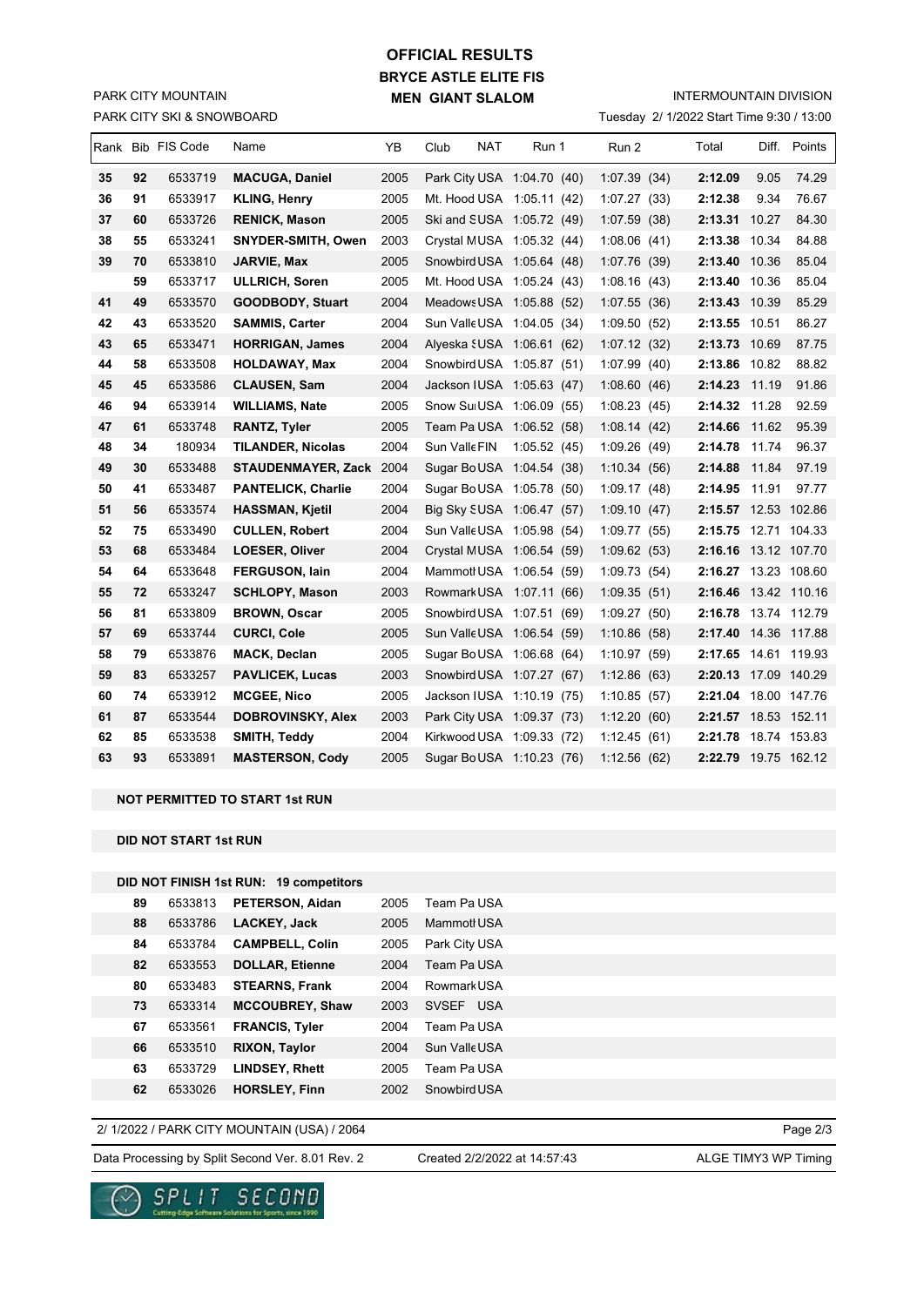# OFFICIAL RESULTS

## BRYCE ASTLE ELITE FIS

## MEN GIANT SLALOM

PARK CITY MOUNTAIN

PARK CITY SKI & SNOWBOARD

INTERMOUNTAIN DIVISION

Tuesday 2/ 1/2022 Start Time 9:30 / 13:00

| Rank | Bib | FIS Code | Name | YB | Club | NAT | Run 1 | Run 2 | Total | Diff. | Points |
|---|---|---|---|---|---|---|---|---|---|---|---|
| 35 | 92 | 6533719 | **MACUGA, Daniel** | 2005 | Park City | USA | 1:04.70 (40) | 1:07.39 (34) | **2:12.09** | 9.05 | 74.29 |
| 36 | 91 | 6533917 | **KLING, Henry** | 2005 | Mt. Hood | USA | 1:05.11 (42) | 1:07.27 (33) | **2:12.38** | 9.34 | 76.67 |
| 37 | 60 | 6533726 | **RENICK, Mason** | 2005 | Ski and S | USA | 1:05.72 (49) | 1:07.59 (38) | **2:13.31** | 10.27 | 84.30 |
| 38 | 55 | 6533241 | **SNYDER-SMITH, Owen** | 2003 | Crystal M | USA | 1:05.32 (44) | 1:08.06 (41) | **2:13.38** | 10.34 | 84.88 |
| 39 | 70 | 6533810 | **JARVIE, Max** | 2005 | Snowbird | USA | 1:05.64 (48) | 1:07.76 (39) | **2:13.40** | 10.36 | 85.04 |
| | 59 | 6533717 | **ULLRICH, Soren** | 2005 | Mt. Hood | USA | 1:05.24 (43) | 1:08.16 (43) | **2:13.40** | 10.36 | 85.04 |
| 41 | 49 | 6533570 | **GOODBODY, Stuart** | 2004 | Meadows | USA | 1:05.88 (52) | 1:07.55 (36) | **2:13.43** | 10.39 | 85.29 |
| 42 | 43 | 6533520 | **SAMMIS, Carter** | 2004 | Sun Valle | USA | 1:04.05 (34) | 1:09.50 (52) | **2:13.55** | 10.51 | 86.27 |
| 43 | 65 | 6533471 | **HORRIGAN, James** | 2004 | Alyeska S | USA | 1:06.61 (62) | 1:07.12 (32) | **2:13.73** | 10.69 | 87.75 |
| 44 | 58 | 6533508 | **HOLDAWAY, Max** | 2004 | Snowbird | USA | 1:05.87 (51) | 1:07.99 (40) | **2:13.86** | 10.82 | 88.82 |
| 45 | 45 | 6533586 | **CLAUSEN, Sam** | 2004 | Jackson I | USA | 1:05.63 (47) | 1:08.60 (46) | **2:14.23** | 11.19 | 91.86 |
| 46 | 94 | 6533914 | **WILLIAMS, Nate** | 2005 | Snow Su | USA | 1:06.09 (55) | 1:08.23 (45) | **2:14.32** | 11.28 | 92.59 |
| 47 | 61 | 6533748 | **RANTZ, Tyler** | 2005 | Team Pa | USA | 1:06.52 (58) | 1:08.14 (42) | **2:14.66** | 11.62 | 95.39 |
| 48 | 34 | 180934 | **TILANDER, Nicolas** | 2004 | Sun Valle | FIN | 1:05.52 (45) | 1:09.26 (49) | **2:14.78** | 11.74 | 96.37 |
| 49 | 30 | 6533488 | **STAUDENMAYER, Zack** | 2004 | Sugar Bo | USA | 1:04.54 (38) | 1:10.34 (56) | **2:14.88** | 11.84 | 97.19 |
| 50 | 41 | 6533487 | **PANTELICK, Charlie** | 2004 | Sugar Bo | USA | 1:05.78 (50) | 1:09.17 (48) | **2:14.95** | 11.91 | 97.77 |
| 51 | 56 | 6533574 | **HASSMAN, Kjetil** | 2004 | Big Sky S | USA | 1:06.47 (57) | 1:09.10 (47) | **2:15.57** | 12.53 | 102.86 |
| 52 | 75 | 6533490 | **CULLEN, Robert** | 2004 | Sun Valle | USA | 1:05.98 (54) | 1:09.77 (55) | **2:15.75** | 12.71 | 104.33 |
| 53 | 68 | 6533484 | **LOESER, Oliver** | 2004 | Crystal M | USA | 1:06.54 (59) | 1:09.62 (53) | **2:16.16** | 13.12 | 107.70 |
| 54 | 64 | 6533648 | **FERGUSON, Iain** | 2004 | Mammoth | USA | 1:06.54 (59) | 1:09.73 (54) | **2:16.27** | 13.23 | 108.60 |
| 55 | 72 | 6533247 | **SCHLOPY, Mason** | 2003 | Rowmark | USA | 1:07.11 (66) | 1:09.35 (51) | **2:16.46** | 13.42 | 110.16 |
| 56 | 81 | 6533809 | **BROWN, Oscar** | 2005 | Snowbird | USA | 1:07.51 (69) | 1:09.27 (50) | **2:16.78** | 13.74 | 112.79 |
| 57 | 69 | 6533744 | **CURCI, Cole** | 2005 | Sun Valle | USA | 1:06.54 (59) | 1:10.86 (58) | **2:17.40** | 14.36 | 117.88 |
| 58 | 79 | 6533876 | **MACK, Declan** | 2005 | Sugar Bo | USA | 1:06.68 (64) | 1:10.97 (59) | **2:17.65** | 14.61 | 119.93 |
| 59 | 83 | 6533257 | **PAVLICEK, Lucas** | 2003 | Snowbird | USA | 1:07.27 (67) | 1:12.86 (63) | **2:20.13** | 17.09 | 140.29 |
| 60 | 74 | 6533912 | **MCGEE, Nico** | 2005 | Jackson I | USA | 1:10.19 (75) | 1:10.85 (57) | **2:21.04** | 18.00 | 147.76 |
| 61 | 87 | 6533544 | **DOBROVINSKY, Alex** | 2003 | Park City | USA | 1:09.37 (73) | 1:12.20 (60) | **2:21.57** | 18.53 | 152.11 |
| 62 | 85 | 6533538 | **SMITH, Teddy** | 2004 | Kirkwood | USA | 1:09.33 (72) | 1:12.45 (61) | **2:21.78** | 18.74 | 153.83 |
| 63 | 93 | 6533891 | **MASTERSON, Cody** | 2005 | Sugar Bo | USA | 1:10.23 (76) | 1:12.56 (62) | **2:22.79** | 19.75 | 162.12 |

**NOT PERMITTED TO START 1st RUN**

**DID NOT START 1st RUN**

**DID NOT FINISH 1st RUN: 19 competitors**

| Bib | FIS Code | Name | YB | Club | NAT |
|---|---|---|---|---|---|
| 89 | 6533813 | **PETERSON, Aidan** | 2005 | Team Pa | USA |
| 88 | 6533786 | **LACKEY, Jack** | 2005 | Mammoth | USA |
| 84 | 6533784 | **CAMPBELL, Colin** | 2005 | Park City | USA |
| 82 | 6533553 | **DOLLAR, Etienne** | 2004 | Team Pa | USA |
| 80 | 6533483 | **STEARNS, Frank** | 2004 | Rowmark | USA |
| 73 | 6533314 | **MCCOUBREY, Shaw** | 2003 | SVSEF | USA |
| 67 | 6533561 | **FRANCIS, Tyler** | 2004 | Team Pa | USA |
| 66 | 6533510 | **RIXON, Taylor** | 2004 | Sun Valle | USA |
| 63 | 6533729 | **LINDSEY, Rhett** | 2005 | Team Pa | USA |
| 62 | 6533026 | **HORSLEY, Finn** | 2002 | Snowbird | USA |

2/ 1/2022 / PARK CITY MOUNTAIN (USA) / 2064

Data Processing by Split Second Ver. 8.01 Rev. 2 | Created 2/2/2022 at 14:57:43 | ALGE TIMY3 WP Timing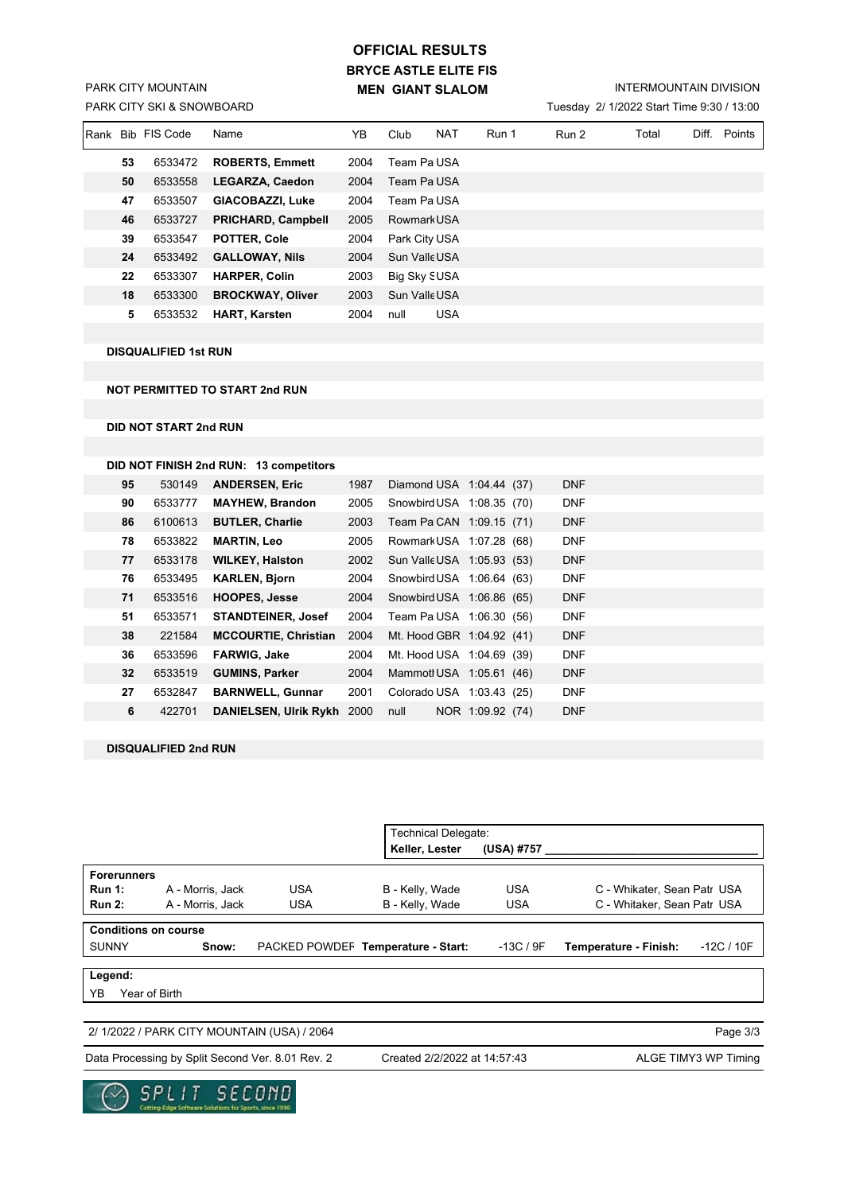# OFFICIAL RESULTS

## BRYCE ASTLE ELITE FIS

## MEN GIANT SLALOM

PARK CITY MOUNTAIN
PARK CITY SKI & SNOWBOARD

INTERMOUNTAIN DIVISION
Tuesday 2/ 1/2022 Start Time 9:30 / 13:00

| Rank | Bib | FIS Code | Name | YB | Club | NAT | Run 1 | Run 2 | Total | Diff. | Points |
|---|---|---|---|---|---|---|---|---|---|---|---|
| | 53 | 6533472 | **ROBERTS, Emmett** | 2004 | Team Pa | USA | | | | | |
| | 50 | 6533558 | **LEGARZA, Caedon** | 2004 | Team Pa | USA | | | | | |
| | 47 | 6533507 | **GIACOBAZZI, Luke** | 2004 | Team Pa | USA | | | | | |
| | 46 | 6533727 | **PRICHARD, Campbell** | 2005 | Rowmark | USA | | | | | |
| | 39 | 6533547 | **POTTER, Cole** | 2004 | Park City | USA | | | | | |
| | 24 | 6533492 | **GALLOWAY, Nils** | 2004 | Sun Valle | USA | | | | | |
| | 22 | 6533307 | **HARPER, Colin** | 2003 | Big Sky S | USA | | | | | |
| | 18 | 6533300 | **BROCKWAY, Oliver** | 2003 | Sun Valle | USA | | | | | |
| | 5 | 6533532 | **HART, Karsten** | 2004 | null | USA | | | | | |

**DISQUALIFIED 1st RUN**

**NOT PERMITTED TO START 2nd RUN**

**DID NOT START 2nd RUN**

**DID NOT FINISH 2nd RUN: 13 competitors**

| Rank | Bib | FIS Code | Name | YB | Club | NAT | Run 1 | Run 2 | Total | Diff. | Points |
|---|---|---|---|---|---|---|---|---|---|---|---|
| | 95 | 530149 | **ANDERSEN, Eric** | 1987 | Diamond | USA | 1:04.44 (37) | DNF | | | |
| | 90 | 6533777 | **MAYHEW, Brandon** | 2005 | Snowbird | USA | 1:08.35 (70) | DNF | | | |
| | 86 | 6100613 | **BUTLER, Charlie** | 2003 | Team Pa | CAN | 1:09.15 (71) | DNF | | | |
| | 78 | 6533822 | **MARTIN, Leo** | 2005 | Rowmark | USA | 1:07.28 (68) | DNF | | | |
| | 77 | 6533178 | **WILKEY, Halston** | 2002 | Sun Valle | USA | 1:05.93 (53) | DNF | | | |
| | 76 | 6533495 | **KARLEN, Bjorn** | 2004 | Snowbird | USA | 1:06.64 (63) | DNF | | | |
| | 71 | 6533516 | **HOOPES, Jesse** | 2004 | Snowbird | USA | 1:06.86 (65) | DNF | | | |
| | 51 | 6533571 | **STANDTEINER, Josef** | 2004 | Team Pa | USA | 1:06.30 (56) | DNF | | | |
| | 38 | 221584 | **MCCOURTIE, Christian** | 2004 | Mt. Hood | GBR | 1:04.92 (41) | DNF | | | |
| | 36 | 6533596 | **FARWIG, Jake** | 2004 | Mt. Hood | USA | 1:04.69 (39) | DNF | | | |
| | 32 | 6533519 | **GUMINS, Parker** | 2004 | Mammoth | USA | 1:05.61 (46) | DNF | | | |
| | 27 | 6532847 | **BARNWELL, Gunnar** | 2001 | Colorado | USA | 1:03.43 (25) | DNF | | | |
| | 6 | 422701 | **DANIELSEN, Ulrik Rykh** | 2000 | null | NOR | 1:09.92 (74) | DNF | | | |

**DISQUALIFIED 2nd RUN**

Technical Delegate:
**Keller, Lester** (USA) #757

**Forerunners**

| | | | | | | |
|---|---|---|---|---|---|---|
| **Run 1:** | A - Morris, Jack | USA | B - Kelly, Wade | USA | C - Whikater, Sean Patr | USA |
| **Run 2:** | A - Morris, Jack | USA | B - Kelly, Wade | USA | C - Whitaker, Sean Patr | USA |

**Conditions on course**

SUNNY — **Snow:** PACKED POWDEF — **Temperature - Start:** -13C / 9F — **Temperature - Finish:** -12C / 10F

**Legend:**
YB Year of Birth

2/ 1/2022 / PARK CITY MOUNTAIN (USA) / 2064

Data Processing by Split Second Ver. 8.01 Rev. 2 — Created 2/2/2022 at 14:57:43 — ALGE TIMY3 WP Timing